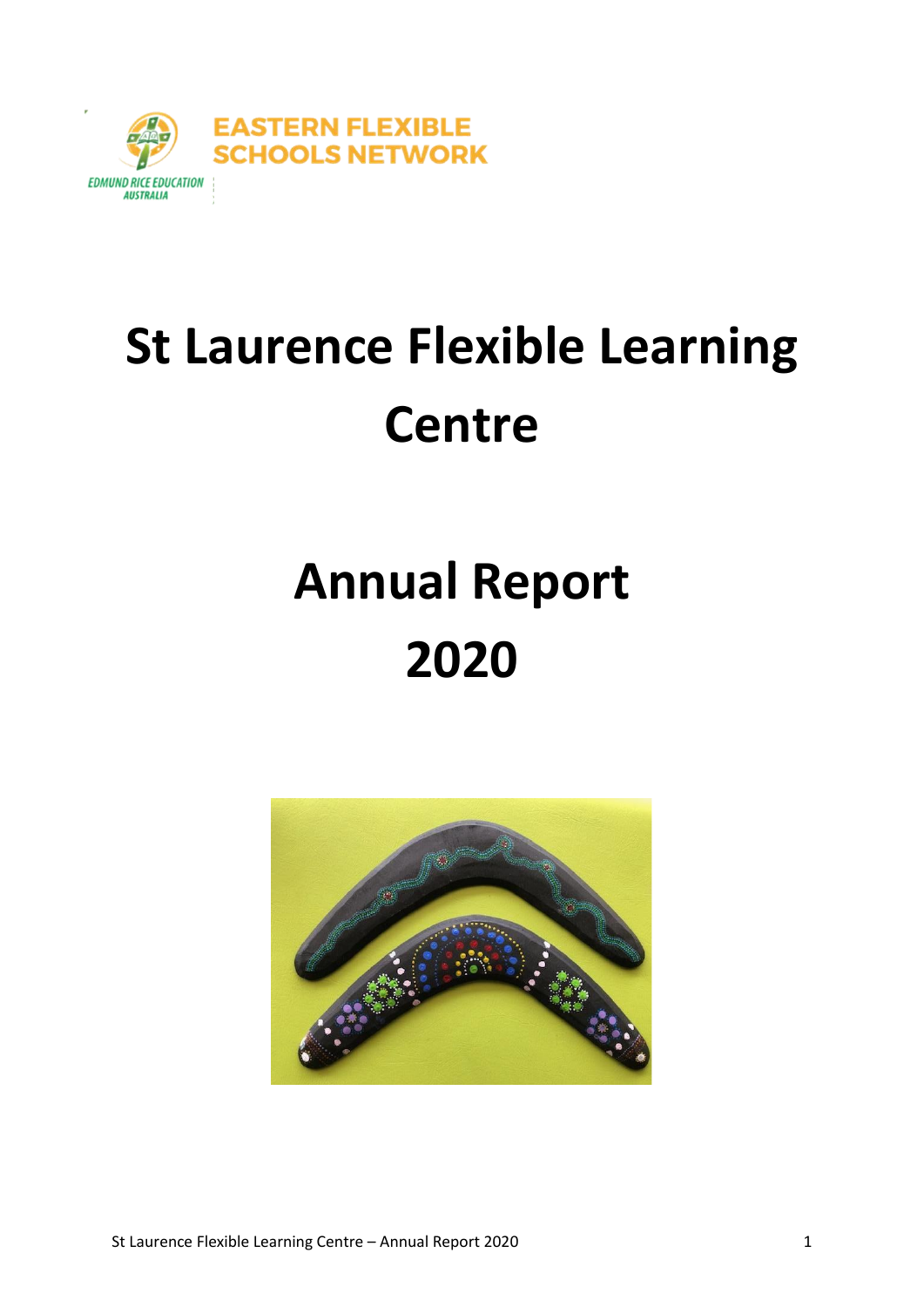EASTERN FLEXIBLE SCHOOLS NETWORK

EDMUND RICE EDUCATION AUSTRALIA

# St Laurence Flexible Learning Centre

# Annual Report 2020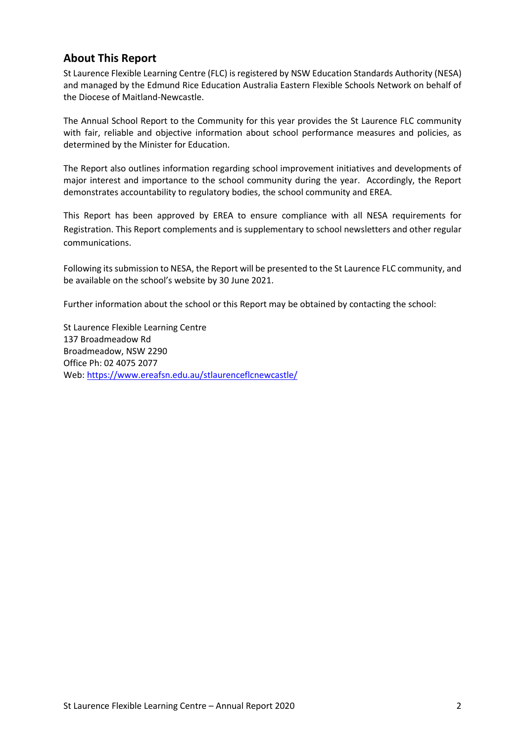## About This Report

St Laurence Flexible Learning Centre (FLC) is registered by NSW Education Standards Authority (NESA) and managed by the Edmund Rice Education Australia Eastern Flexible Schools Network on behalf of the Diocese of Maitland-Newcastle.

The Annual School Report to the Community for this year provides the St Laurence FLC community with fair, reliable and objective information about school performance measures and policies, as determined by the Minister for Education.

The Report also outlines information regarding school improvement initiatives and developments of major interest and importance to the school community during the year. Accordingly, the Report demonstrates accountability to regulatory bodies, the school community and EREA.

This Report has been approved by EREA to ensure compliance with all NESA requirements for Registration. This Report complements and is supplementary to school newsletters and other regular communications.

Following its submission to NESA, the Report will be presented to the St Laurence FLC community, and be available on the school's website by 30 June 2021.

Further information about the school or this Report may be obtained by contacting the school:

St Laurence Flexible Learning Centre
137 Broadmeadow Rd
Broadmeadow, NSW 2290
Office Ph: 02 4075 2077
Web: https://www.ereafsn.edu.au/stlaurenceflcnewcastle/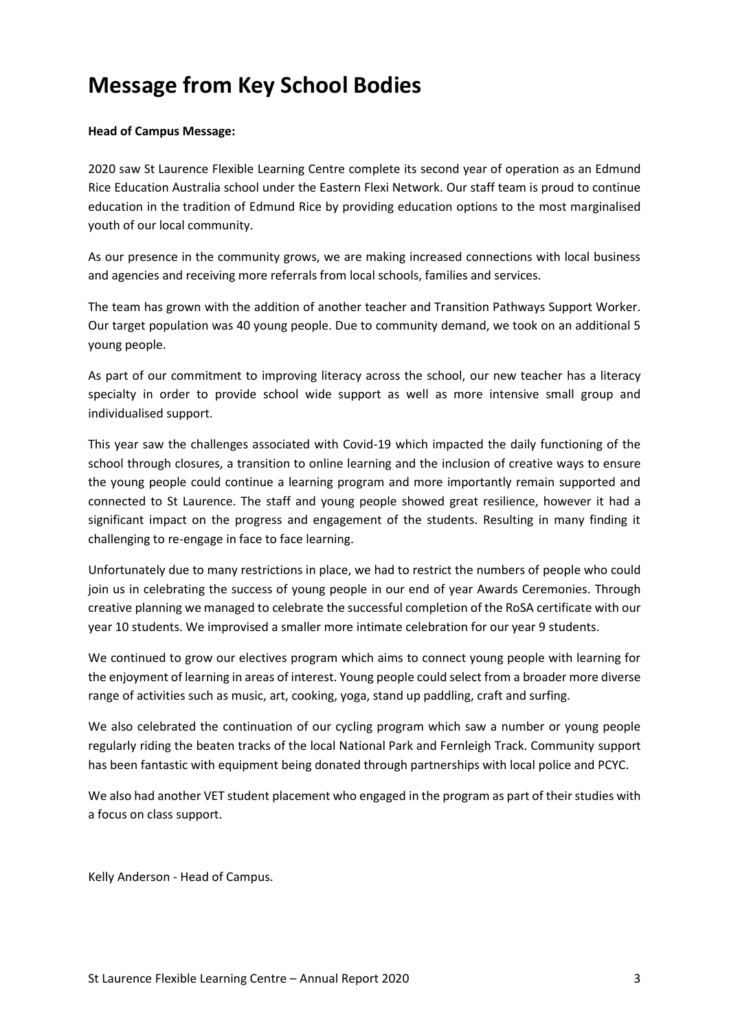# Message from Key School Bodies

**Head of Campus Message:**

2020 saw St Laurence Flexible Learning Centre complete its second year of operation as an Edmund Rice Education Australia school under the Eastern Flexi Network. Our staff team is proud to continue education in the tradition of Edmund Rice by providing education options to the most marginalised youth of our local community.

As our presence in the community grows, we are making increased connections with local business and agencies and receiving more referrals from local schools, families and services.

The team has grown with the addition of another teacher and Transition Pathways Support Worker. Our target population was 40 young people. Due to community demand, we took on an additional 5 young people.

As part of our commitment to improving literacy across the school, our new teacher has a literacy specialty in order to provide school wide support as well as more intensive small group and individualised support.

This year saw the challenges associated with Covid-19 which impacted the daily functioning of the school through closures, a transition to online learning and the inclusion of creative ways to ensure the young people could continue a learning program and more importantly remain supported and connected to St Laurence. The staff and young people showed great resilience, however it had a significant impact on the progress and engagement of the students. Resulting in many finding it challenging to re-engage in face to face learning.

Unfortunately due to many restrictions in place, we had to restrict the numbers of people who could join us in celebrating the success of young people in our end of year Awards Ceremonies. Through creative planning we managed to celebrate the successful completion of the RoSA certificate with our year 10 students. We improvised a smaller more intimate celebration for our year 9 students.

We continued to grow our electives program which aims to connect young people with learning for the enjoyment of learning in areas of interest. Young people could select from a broader more diverse range of activities such as music, art, cooking, yoga, stand up paddling, craft and surfing.

We also celebrated the continuation of our cycling program which saw a number or young people regularly riding the beaten tracks of the local National Park and Fernleigh Track. Community support has been fantastic with equipment being donated through partnerships with local police and PCYC.

We also had another VET student placement who engaged in the program as part of their studies with a focus on class support.

Kelly Anderson - Head of Campus.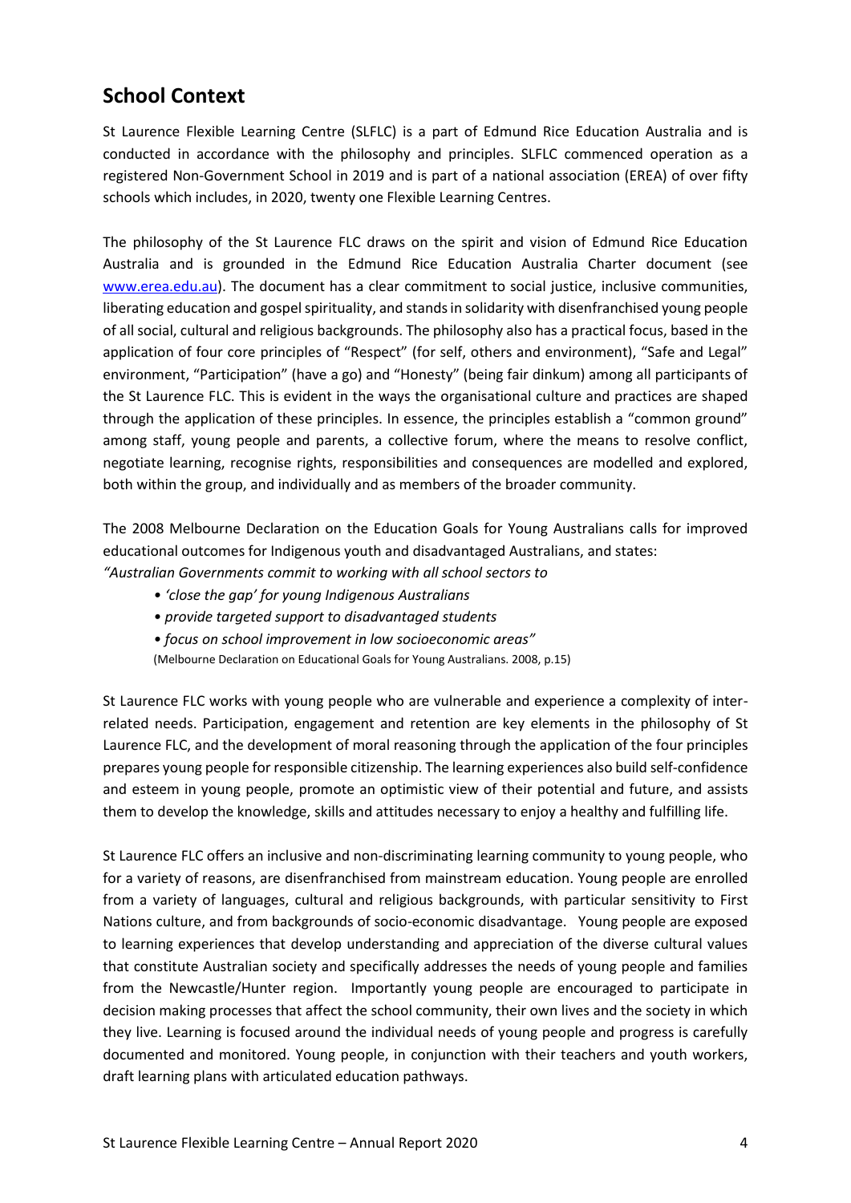## School Context

St Laurence Flexible Learning Centre (SLFLC) is a part of Edmund Rice Education Australia and is conducted in accordance with the philosophy and principles. SLFLC commenced operation as a registered Non-Government School in 2019 and is part of a national association (EREA) of over fifty schools which includes, in 2020, twenty one Flexible Learning Centres.

The philosophy of the St Laurence FLC draws on the spirit and vision of Edmund Rice Education Australia and is grounded in the Edmund Rice Education Australia Charter document (see www.erea.edu.au). The document has a clear commitment to social justice, inclusive communities, liberating education and gospel spirituality, and stands in solidarity with disenfranchised young people of all social, cultural and religious backgrounds. The philosophy also has a practical focus, based in the application of four core principles of "Respect" (for self, others and environment), "Safe and Legal" environment, "Participation" (have a go) and "Honesty" (being fair dinkum) among all participants of the St Laurence FLC. This is evident in the ways the organisational culture and practices are shaped through the application of these principles. In essence, the principles establish a "common ground" among staff, young people and parents, a collective forum, where the means to resolve conflict, negotiate learning, recognise rights, responsibilities and consequences are modelled and explored, both within the group, and individually and as members of the broader community.

The 2008 Melbourne Declaration on the Education Goals for Young Australians calls for improved educational outcomes for Indigenous youth and disadvantaged Australians, and states:
*"Australian Governments commit to working with all school sectors to*

- *'close the gap' for young Indigenous Australians*
- *provide targeted support to disadvantaged students*
- *focus on school improvement in low socioeconomic areas"*

(Melbourne Declaration on Educational Goals for Young Australians. 2008, p.15)

St Laurence FLC works with young people who are vulnerable and experience a complexity of inter-related needs. Participation, engagement and retention are key elements in the philosophy of St Laurence FLC, and the development of moral reasoning through the application of the four principles prepares young people for responsible citizenship. The learning experiences also build self-confidence and esteem in young people, promote an optimistic view of their potential and future, and assists them to develop the knowledge, skills and attitudes necessary to enjoy a healthy and fulfilling life.

St Laurence FLC offers an inclusive and non-discriminating learning community to young people, who for a variety of reasons, are disenfranchised from mainstream education. Young people are enrolled from a variety of languages, cultural and religious backgrounds, with particular sensitivity to First Nations culture, and from backgrounds of socio-economic disadvantage. Young people are exposed to learning experiences that develop understanding and appreciation of the diverse cultural values that constitute Australian society and specifically addresses the needs of young people and families from the Newcastle/Hunter region. Importantly young people are encouraged to participate in decision making processes that affect the school community, their own lives and the society in which they live. Learning is focused around the individual needs of young people and progress is carefully documented and monitored. Young people, in conjunction with their teachers and youth workers, draft learning plans with articulated education pathways.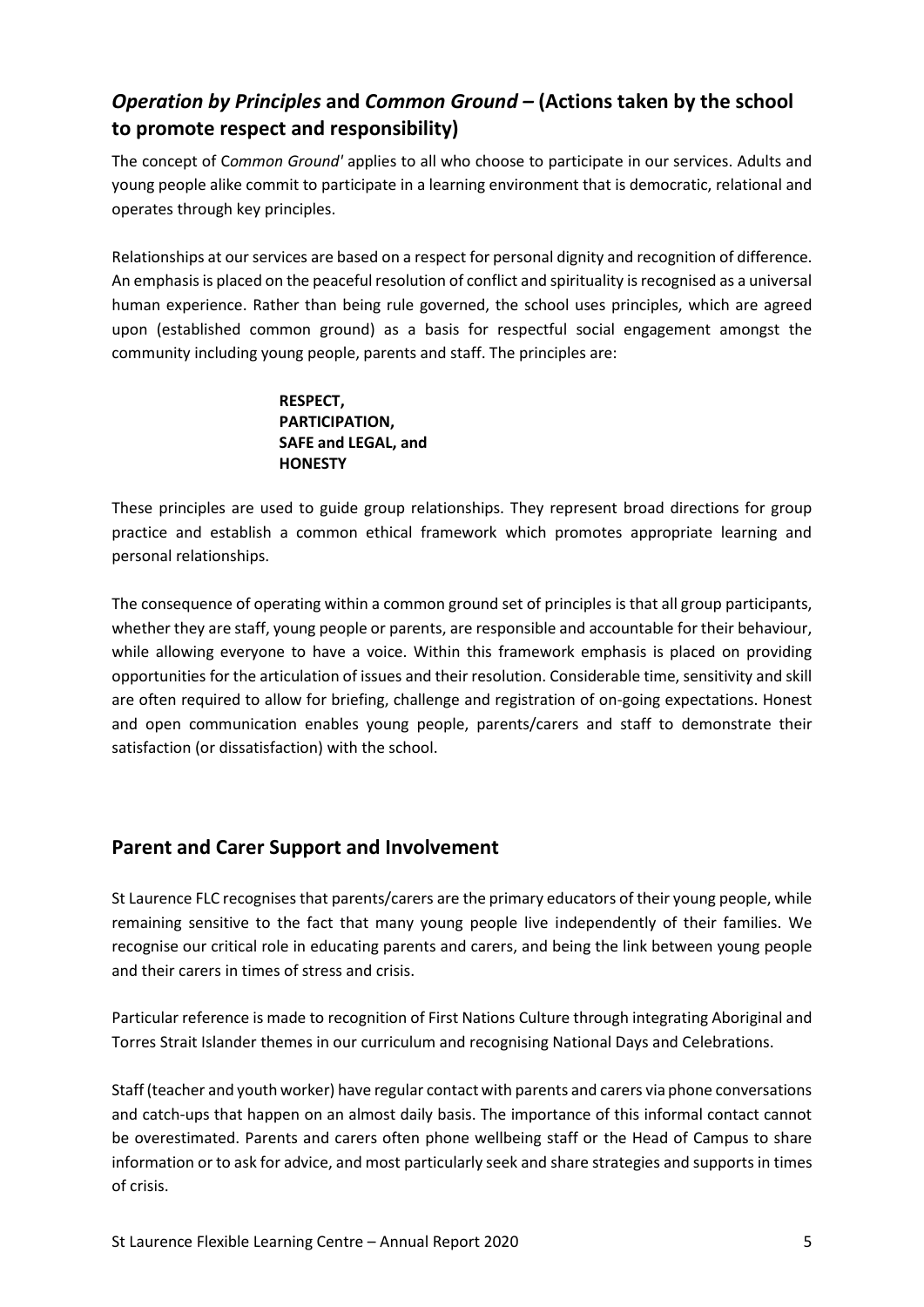## *Operation by Principles* and *Common Ground* – (Actions taken by the school to promote respect and responsibility)

The concept of C*ommon Ground'* applies to all who choose to participate in our services. Adults and young people alike commit to participate in a learning environment that is democratic, relational and operates through key principles.

Relationships at our services are based on a respect for personal dignity and recognition of difference. An emphasis is placed on the peaceful resolution of conflict and spirituality is recognised as a universal human experience. Rather than being rule governed, the school uses principles, which are agreed upon (established common ground) as a basis for respectful social engagement amongst the community including young people, parents and staff. The principles are:

**RESPECT,**
**PARTICIPATION,**
**SAFE and LEGAL, and**
**HONESTY**

These principles are used to guide group relationships. They represent broad directions for group practice and establish a common ethical framework which promotes appropriate learning and personal relationships.

The consequence of operating within a common ground set of principles is that all group participants, whether they are staff, young people or parents, are responsible and accountable for their behaviour, while allowing everyone to have a voice. Within this framework emphasis is placed on providing opportunities for the articulation of issues and their resolution. Considerable time, sensitivity and skill are often required to allow for briefing, challenge and registration of on-going expectations. Honest and open communication enables young people, parents/carers and staff to demonstrate their satisfaction (or dissatisfaction) with the school.

## Parent and Carer Support and Involvement

St Laurence FLC recognises that parents/carers are the primary educators of their young people, while remaining sensitive to the fact that many young people live independently of their families. We recognise our critical role in educating parents and carers, and being the link between young people and their carers in times of stress and crisis.

Particular reference is made to recognition of First Nations Culture through integrating Aboriginal and Torres Strait Islander themes in our curriculum and recognising National Days and Celebrations.

Staff (teacher and youth worker) have regular contact with parents and carers via phone conversations and catch-ups that happen on an almost daily basis. The importance of this informal contact cannot be overestimated. Parents and carers often phone wellbeing staff or the Head of Campus to share information or to ask for advice, and most particularly seek and share strategies and supports in times of crisis.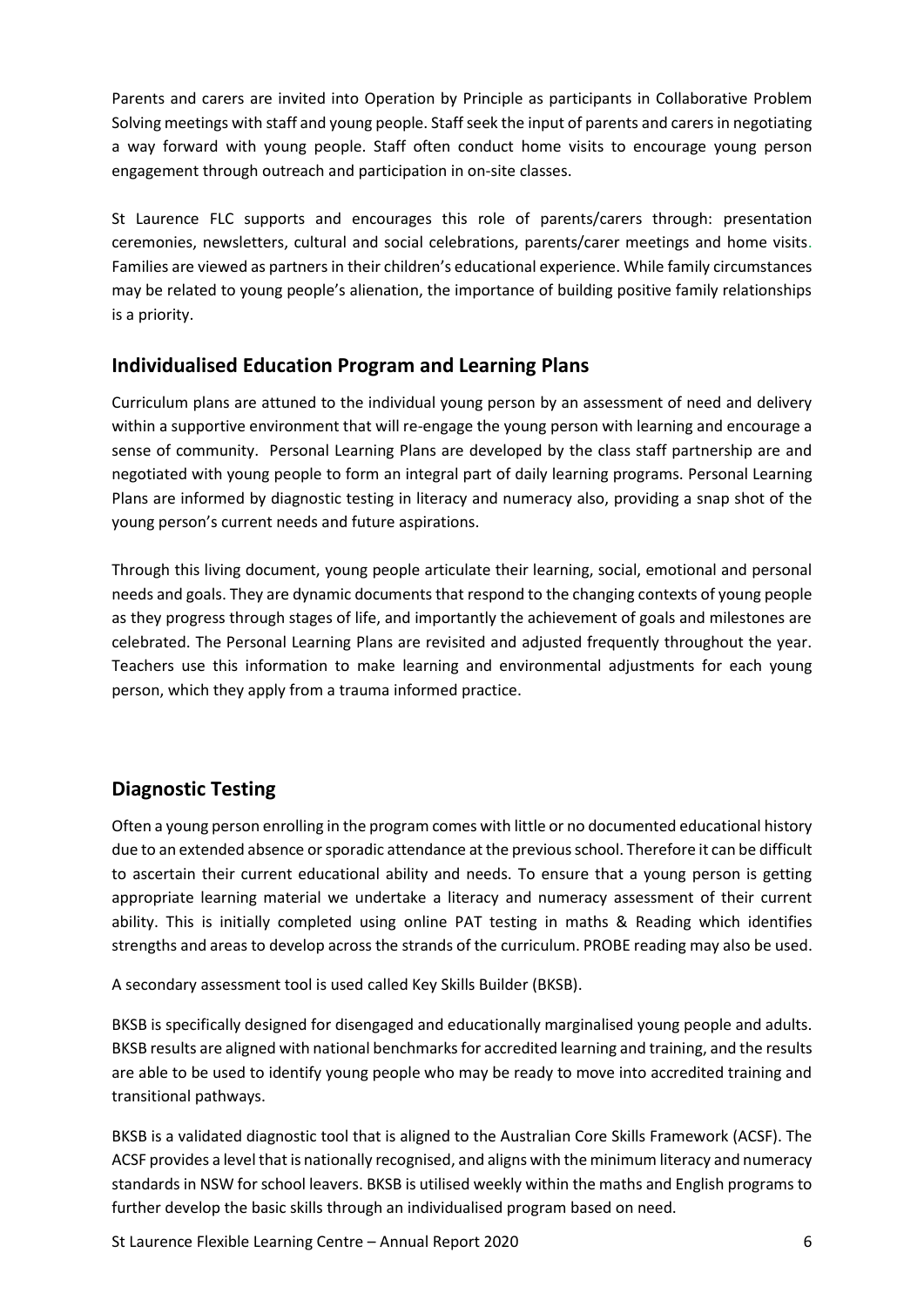Parents and carers are invited into Operation by Principle as participants in Collaborative Problem Solving meetings with staff and young people. Staff seek the input of parents and carers in negotiating a way forward with young people. Staff often conduct home visits to encourage young person engagement through outreach and participation in on-site classes.

St Laurence FLC supports and encourages this role of parents/carers through: presentation ceremonies, newsletters, cultural and social celebrations, parents/carer meetings and home visits. Families are viewed as partners in their children's educational experience. While family circumstances may be related to young people's alienation, the importance of building positive family relationships is a priority.

## Individualised Education Program and Learning Plans

Curriculum plans are attuned to the individual young person by an assessment of need and delivery within a supportive environment that will re-engage the young person with learning and encourage a sense of community. Personal Learning Plans are developed by the class staff partnership are and negotiated with young people to form an integral part of daily learning programs. Personal Learning Plans are informed by diagnostic testing in literacy and numeracy also, providing a snap shot of the young person's current needs and future aspirations.

Through this living document, young people articulate their learning, social, emotional and personal needs and goals. They are dynamic documents that respond to the changing contexts of young people as they progress through stages of life, and importantly the achievement of goals and milestones are celebrated. The Personal Learning Plans are revisited and adjusted frequently throughout the year. Teachers use this information to make learning and environmental adjustments for each young person, which they apply from a trauma informed practice.

## Diagnostic Testing

Often a young person enrolling in the program comes with little or no documented educational history due to an extended absence or sporadic attendance at the previous school. Therefore it can be difficult to ascertain their current educational ability and needs. To ensure that a young person is getting appropriate learning material we undertake a literacy and numeracy assessment of their current ability. This is initially completed using online PAT testing in maths & Reading which identifies strengths and areas to develop across the strands of the curriculum. PROBE reading may also be used.

A secondary assessment tool is used called Key Skills Builder (BKSB).

BKSB is specifically designed for disengaged and educationally marginalised young people and adults. BKSB results are aligned with national benchmarks for accredited learning and training, and the results are able to be used to identify young people who may be ready to move into accredited training and transitional pathways.

BKSB is a validated diagnostic tool that is aligned to the Australian Core Skills Framework (ACSF). The ACSF provides a level that is nationally recognised, and aligns with the minimum literacy and numeracy standards in NSW for school leavers. BKSB is utilised weekly within the maths and English programs to further develop the basic skills through an individualised program based on need.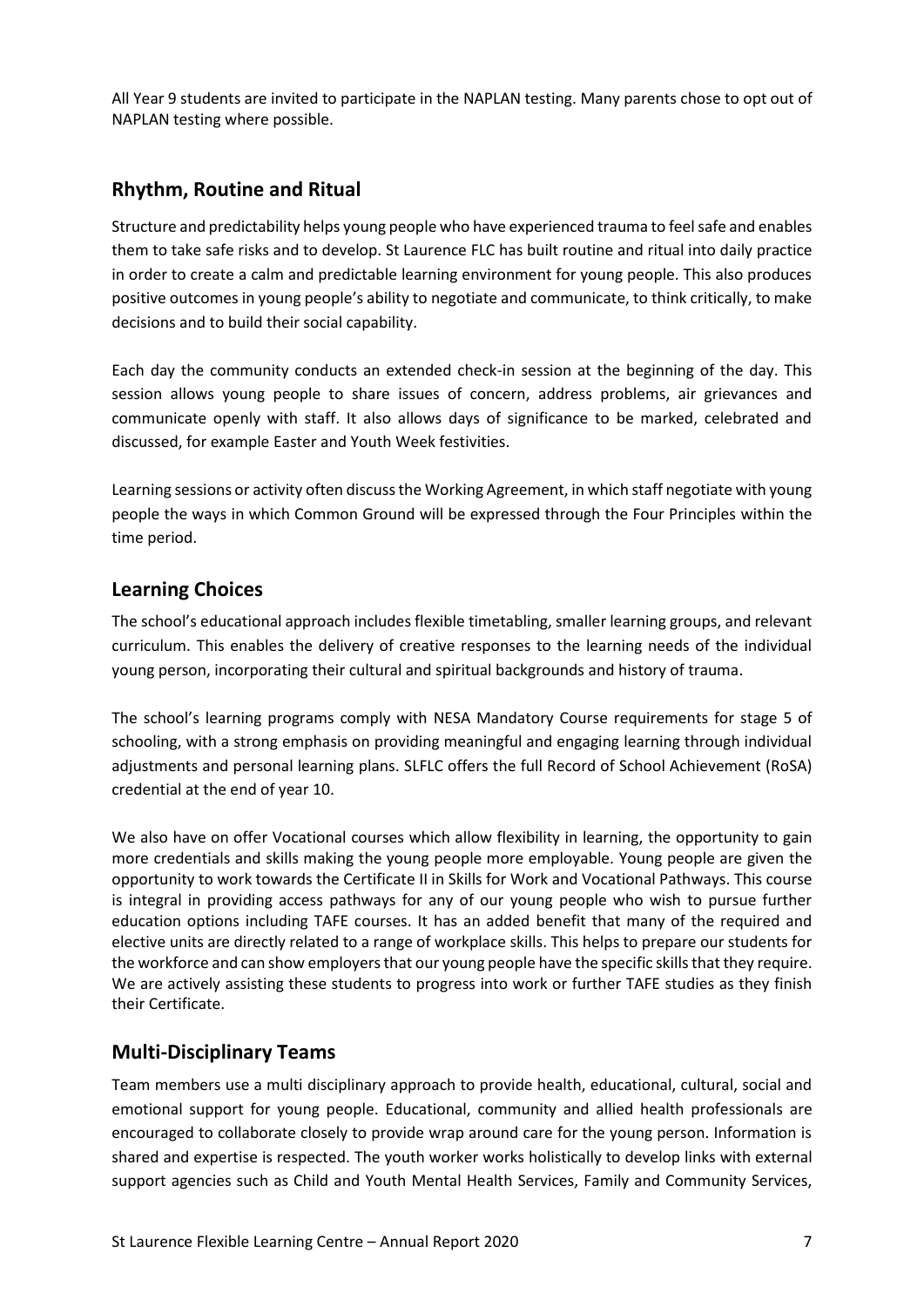All Year 9 students are invited to participate in the NAPLAN testing. Many parents chose to opt out of NAPLAN testing where possible.

## Rhythm, Routine and Ritual

Structure and predictability helps young people who have experienced trauma to feel safe and enables them to take safe risks and to develop. St Laurence FLC has built routine and ritual into daily practice in order to create a calm and predictable learning environment for young people. This also produces positive outcomes in young people's ability to negotiate and communicate, to think critically, to make decisions and to build their social capability.

Each day the community conducts an extended check-in session at the beginning of the day. This session allows young people to share issues of concern, address problems, air grievances and communicate openly with staff. It also allows days of significance to be marked, celebrated and discussed, for example Easter and Youth Week festivities.

Learning sessions or activity often discuss the Working Agreement, in which staff negotiate with young people the ways in which Common Ground will be expressed through the Four Principles within the time period.

## Learning Choices

The school's educational approach includes flexible timetabling, smaller learning groups, and relevant curriculum. This enables the delivery of creative responses to the learning needs of the individual young person, incorporating their cultural and spiritual backgrounds and history of trauma.

The school's learning programs comply with NESA Mandatory Course requirements for stage 5 of schooling, with a strong emphasis on providing meaningful and engaging learning through individual adjustments and personal learning plans. SLFLC offers the full Record of School Achievement (RoSA) credential at the end of year 10.

We also have on offer Vocational courses which allow flexibility in learning, the opportunity to gain more credentials and skills making the young people more employable. Young people are given the opportunity to work towards the Certificate II in Skills for Work and Vocational Pathways. This course is integral in providing access pathways for any of our young people who wish to pursue further education options including TAFE courses. It has an added benefit that many of the required and elective units are directly related to a range of workplace skills. This helps to prepare our students for the workforce and can show employers that our young people have the specific skills that they require. We are actively assisting these students to progress into work or further TAFE studies as they finish their Certificate.

## Multi-Disciplinary Teams

Team members use a multi disciplinary approach to provide health, educational, cultural, social and emotional support for young people. Educational, community and allied health professionals are encouraged to collaborate closely to provide wrap around care for the young person. Information is shared and expertise is respected. The youth worker works holistically to develop links with external support agencies such as Child and Youth Mental Health Services, Family and Community Services,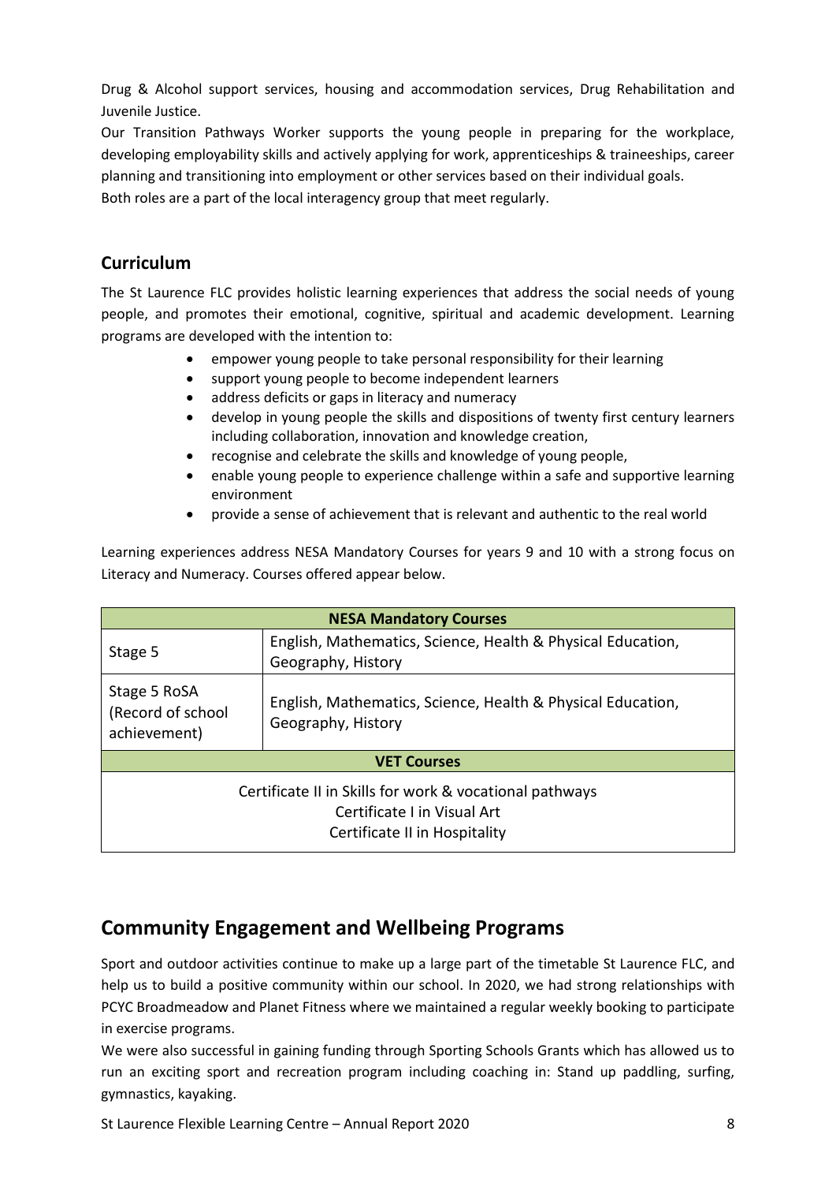Drug & Alcohol support services, housing and accommodation services, Drug Rehabilitation and Juvenile Justice.

Our Transition Pathways Worker supports the young people in preparing for the workplace, developing employability skills and actively applying for work, apprenticeships & traineeships, career planning and transitioning into employment or other services based on their individual goals.

Both roles are a part of the local interagency group that meet regularly.

## Curriculum

The St Laurence FLC provides holistic learning experiences that address the social needs of young people, and promotes their emotional, cognitive, spiritual and academic development. Learning programs are developed with the intention to:

- empower young people to take personal responsibility for their learning
- support young people to become independent learners
- address deficits or gaps in literacy and numeracy
- develop in young people the skills and dispositions of twenty first century learners including collaboration, innovation and knowledge creation,
- recognise and celebrate the skills and knowledge of young people,
- enable young people to experience challenge within a safe and supportive learning environment
- provide a sense of achievement that is relevant and authentic to the real world

Learning experiences address NESA Mandatory Courses for years 9 and 10 with a strong focus on Literacy and Numeracy. Courses offered appear below.

| NESA Mandatory Courses | |
|---|---|
| Stage 5 | English, Mathematics, Science, Health & Physical Education, Geography, History |
| Stage 5 RoSA (Record of school achievement) | English, Mathematics, Science, Health & Physical Education, Geography, History |
| **VET Courses** | |
| Certificate II in Skills for work & vocational pathways<br>Certificate I in Visual Art<br>Certificate II in Hospitality | |

# Community Engagement and Wellbeing Programs

Sport and outdoor activities continue to make up a large part of the timetable St Laurence FLC, and help us to build a positive community within our school. In 2020, we had strong relationships with PCYC Broadmeadow and Planet Fitness where we maintained a regular weekly booking to participate in exercise programs.

We were also successful in gaining funding through Sporting Schools Grants which has allowed us to run an exciting sport and recreation program including coaching in: Stand up paddling, surfing, gymnastics, kayaking.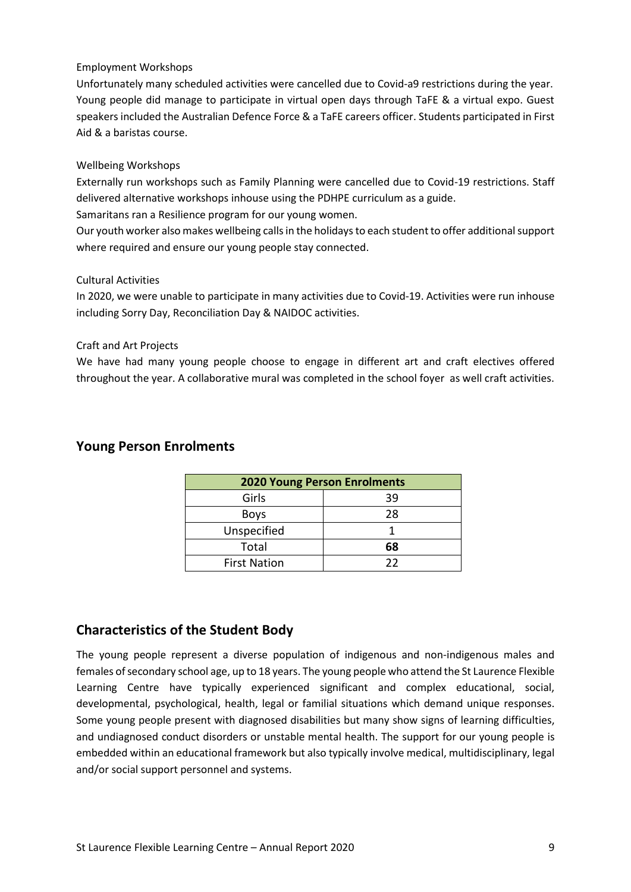Employment Workshops

Unfortunately many scheduled activities were cancelled due to Covid-a9 restrictions during the year. Young people did manage to participate in virtual open days through TaFE & a virtual expo. Guest speakers included the Australian Defence Force & a TaFE careers officer. Students participated in First Aid & a baristas course.

Wellbeing Workshops

Externally run workshops such as Family Planning were cancelled due to Covid-19 restrictions. Staff delivered alternative workshops inhouse using the PDHPE curriculum as a guide.

Samaritans ran a Resilience program for our young women.

Our youth worker also makes wellbeing calls in the holidays to each student to offer additional support where required and ensure our young people stay connected.

Cultural Activities

In 2020, we were unable to participate in many activities due to Covid-19. Activities were run inhouse including Sorry Day, Reconciliation Day & NAIDOC activities.

Craft and Art Projects

We have had many young people choose to engage in different art and craft electives offered throughout the year. A collaborative mural was completed in the school foyer as well craft activities.

## Young Person Enrolments

| 2020 Young Person Enrolments | |
|---|---|
| Girls | 39 |
| Boys | 28 |
| Unspecified | 1 |
| Total | **68** |
| First Nation | 22 |

## Characteristics of the Student Body

The young people represent a diverse population of indigenous and non-indigenous males and females of secondary school age, up to 18 years. The young people who attend the St Laurence Flexible Learning Centre have typically experienced significant and complex educational, social, developmental, psychological, health, legal or familial situations which demand unique responses. Some young people present with diagnosed disabilities but many show signs of learning difficulties, and undiagnosed conduct disorders or unstable mental health. The support for our young people is embedded within an educational framework but also typically involve medical, multidisciplinary, legal and/or social support personnel and systems.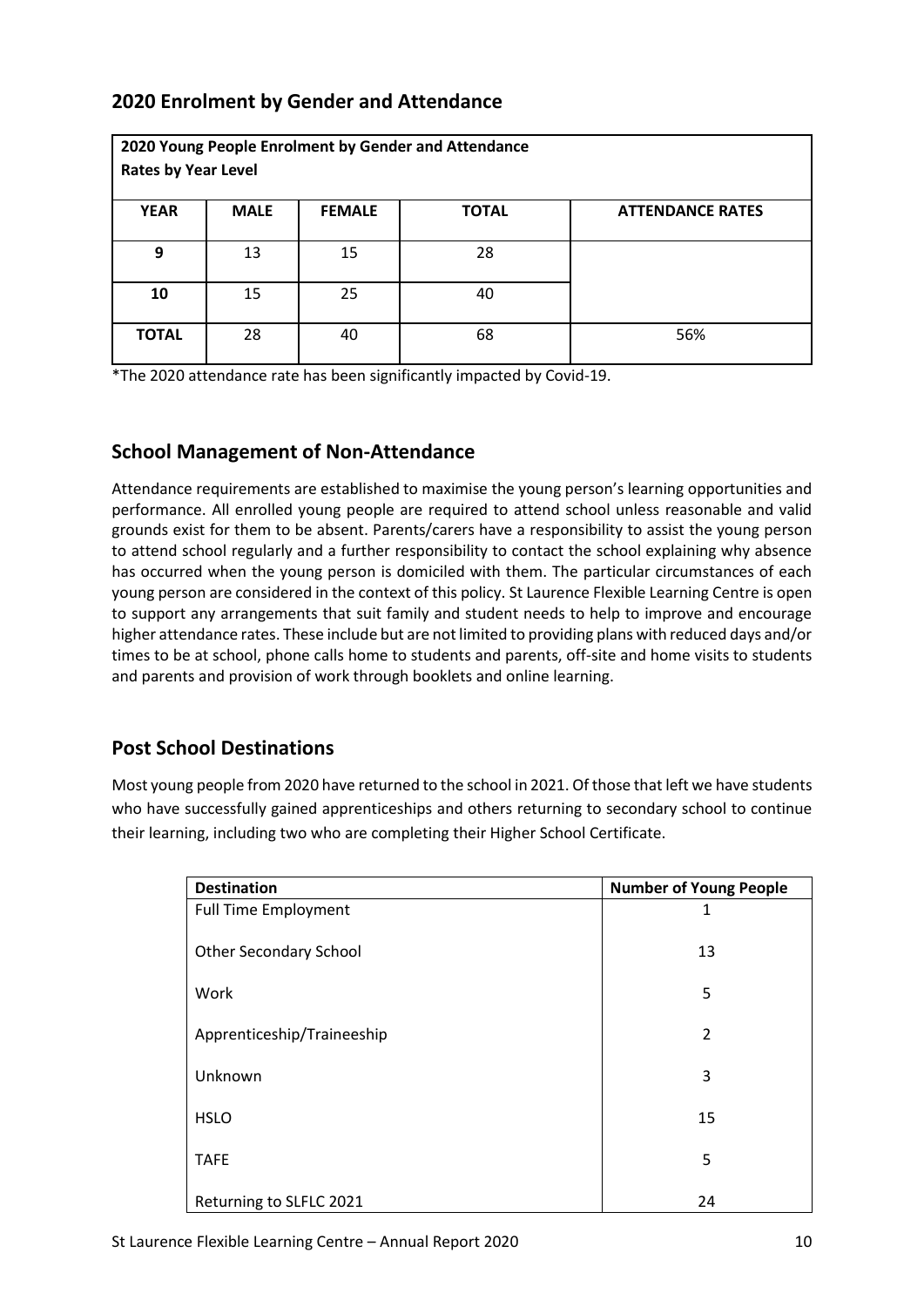## 2020 Enrolment by Gender and Attendance

| 2020 Young People Enrolment by Gender and Attendance Rates by Year Level | | | | |
|---|---|---|---|---|
| **YEAR** | **MALE** | **FEMALE** | **TOTAL** | **ATTENDANCE RATES** |
| **9** | 13 | 15 | 28 | |
| **10** | 15 | 25 | 40 | |
| **TOTAL** | 28 | 40 | 68 | 56% |

*The 2020 attendance rate has been significantly impacted by Covid-19.

## School Management of Non-Attendance

Attendance requirements are established to maximise the young person's learning opportunities and performance. All enrolled young people are required to attend school unless reasonable and valid grounds exist for them to be absent. Parents/carers have a responsibility to assist the young person to attend school regularly and a further responsibility to contact the school explaining why absence has occurred when the young person is domiciled with them. The particular circumstances of each young person are considered in the context of this policy. St Laurence Flexible Learning Centre is open to support any arrangements that suit family and student needs to help to improve and encourage higher attendance rates. These include but are not limited to providing plans with reduced days and/or times to be at school, phone calls home to students and parents, off-site and home visits to students and parents and provision of work through booklets and online learning.

## Post School Destinations

Most young people from 2020 have returned to the school in 2021. Of those that left we have students who have successfully gained apprenticeships and others returning to secondary school to continue their learning, including two who are completing their Higher School Certificate.

| Destination | Number of Young People |
|---|---|
| Full Time Employment | 1 |
| Other Secondary School | 13 |
| Work | 5 |
| Apprenticeship/Traineeship | 2 |
| Unknown | 3 |
| HSLO | 15 |
| TAFE | 5 |
| Returning to SLFLC 2021 | 24 |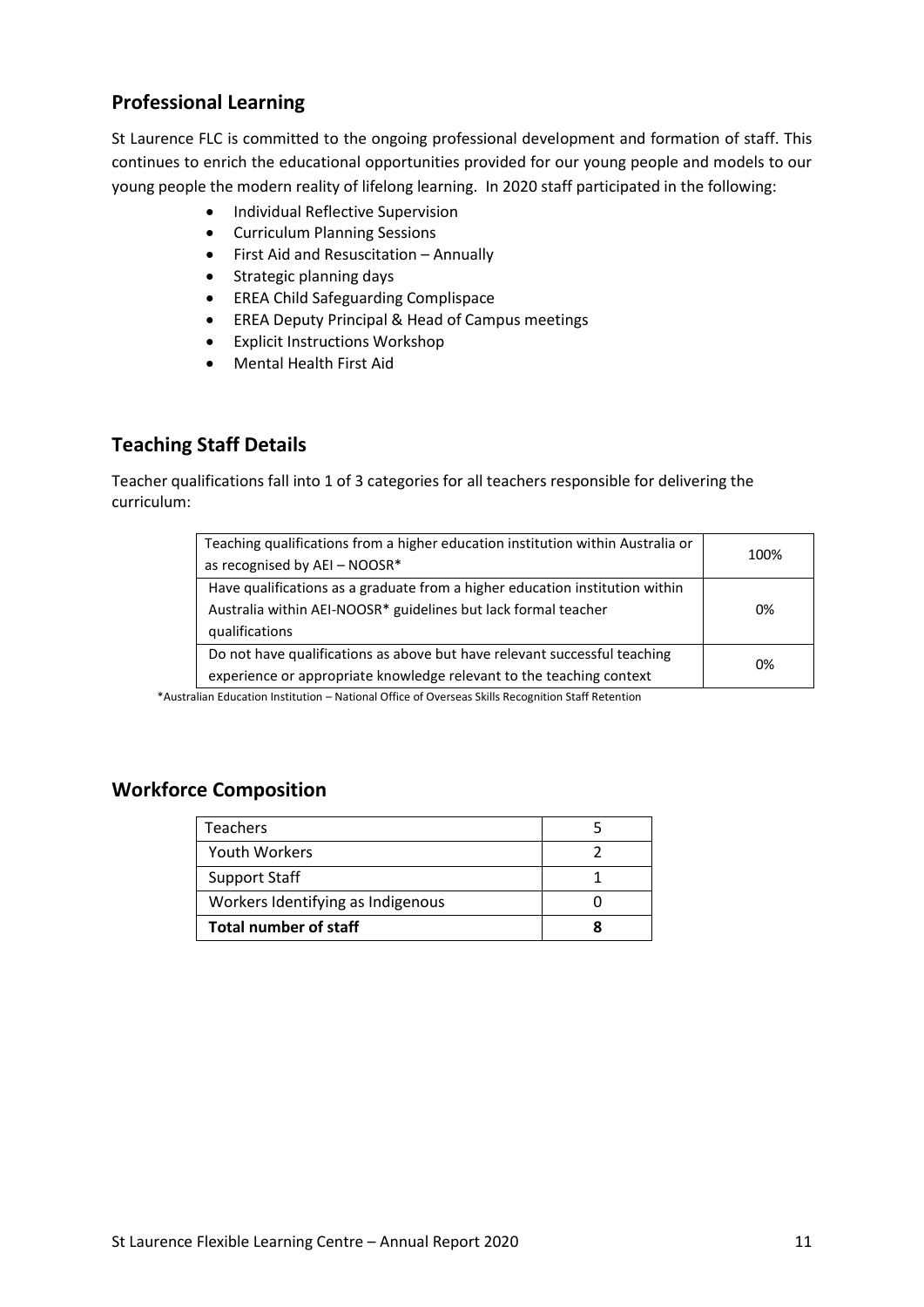## Professional Learning

St Laurence FLC is committed to the ongoing professional development and formation of staff. This continues to enrich the educational opportunities provided for our young people and models to our young people the modern reality of lifelong learning. In 2020 staff participated in the following:

- Individual Reflective Supervision
- Curriculum Planning Sessions
- First Aid and Resuscitation – Annually
- Strategic planning days
- EREA Child Safeguarding Complispace
- EREA Deputy Principal & Head of Campus meetings
- Explicit Instructions Workshop
- Mental Health First Aid

## Teaching Staff Details

Teacher qualifications fall into 1 of 3 categories for all teachers responsible for delivering the curriculum:

| | |
|---|---|
| Teaching qualifications from a higher education institution within Australia or as recognised by AEI – NOOSR* | 100% |
| Have qualifications as a graduate from a higher education institution within Australia within AEI-NOOSR* guidelines but lack formal teacher qualifications | 0% |
| Do not have qualifications as above but have relevant successful teaching experience or appropriate knowledge relevant to the teaching context | 0% |

*Australian Education Institution – National Office of Overseas Skills Recognition Staff Retention

## Workforce Composition

| | |
|---|---|
| Teachers | 5 |
| Youth Workers | 2 |
| Support Staff | 1 |
| Workers Identifying as Indigenous | 0 |
| **Total number of staff** | **8** |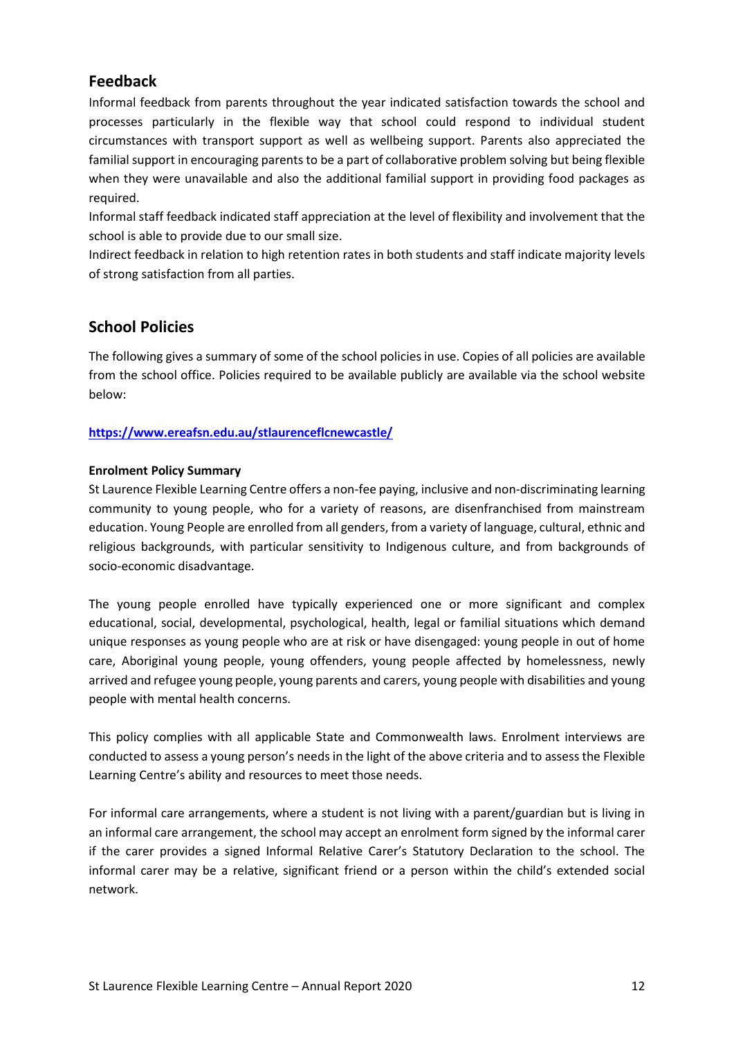## Feedback

Informal feedback from parents throughout the year indicated satisfaction towards the school and processes particularly in the flexible way that school could respond to individual student circumstances with transport support as well as wellbeing support. Parents also appreciated the familial support in encouraging parents to be a part of collaborative problem solving but being flexible when they were unavailable and also the additional familial support in providing food packages as required.

Informal staff feedback indicated staff appreciation at the level of flexibility and involvement that the school is able to provide due to our small size.

Indirect feedback in relation to high retention rates in both students and staff indicate majority levels of strong satisfaction from all parties.

## School Policies

The following gives a summary of some of the school policies in use. Copies of all policies are available from the school office. Policies required to be available publicly are available via the school website below:

**https://www.ereafsn.edu.au/stlaurenceflcnewcastle/**

**Enrolment Policy Summary**

St Laurence Flexible Learning Centre offers a non-fee paying, inclusive and non-discriminating learning community to young people, who for a variety of reasons, are disenfranchised from mainstream education. Young People are enrolled from all genders, from a variety of language, cultural, ethnic and religious backgrounds, with particular sensitivity to Indigenous culture, and from backgrounds of socio-economic disadvantage.

The young people enrolled have typically experienced one or more significant and complex educational, social, developmental, psychological, health, legal or familial situations which demand unique responses as young people who are at risk or have disengaged: young people in out of home care, Aboriginal young people, young offenders, young people affected by homelessness, newly arrived and refugee young people, young parents and carers, young people with disabilities and young people with mental health concerns.

This policy complies with all applicable State and Commonwealth laws. Enrolment interviews are conducted to assess a young person's needs in the light of the above criteria and to assess the Flexible Learning Centre's ability and resources to meet those needs.

For informal care arrangements, where a student is not living with a parent/guardian but is living in an informal care arrangement, the school may accept an enrolment form signed by the informal carer if the carer provides a signed Informal Relative Carer's Statutory Declaration to the school. The informal carer may be a relative, significant friend or a person within the child's extended social network.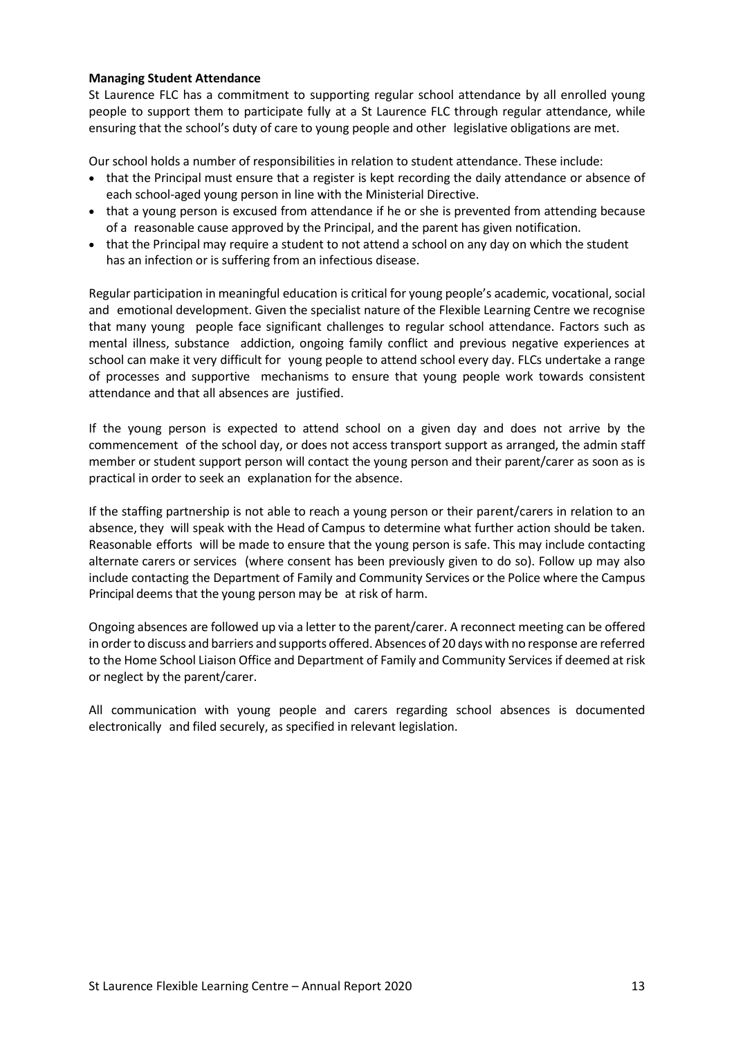**Managing Student Attendance**

St Laurence FLC has a commitment to supporting regular school attendance by all enrolled young people to support them to participate fully at a St Laurence FLC through regular attendance, while ensuring that the school's duty of care to young people and other legislative obligations are met.

Our school holds a number of responsibilities in relation to student attendance. These include:

- that the Principal must ensure that a register is kept recording the daily attendance or absence of each school-aged young person in line with the Ministerial Directive.
- that a young person is excused from attendance if he or she is prevented from attending because of a reasonable cause approved by the Principal, and the parent has given notification.
- that the Principal may require a student to not attend a school on any day on which the student has an infection or is suffering from an infectious disease.

Regular participation in meaningful education is critical for young people's academic, vocational, social and emotional development. Given the specialist nature of the Flexible Learning Centre we recognise that many young people face significant challenges to regular school attendance. Factors such as mental illness, substance addiction, ongoing family conflict and previous negative experiences at school can make it very difficult for young people to attend school every day. FLCs undertake a range of processes and supportive mechanisms to ensure that young people work towards consistent attendance and that all absences are justified.

If the young person is expected to attend school on a given day and does not arrive by the commencement of the school day, or does not access transport support as arranged, the admin staff member or student support person will contact the young person and their parent/carer as soon as is practical in order to seek an explanation for the absence.

If the staffing partnership is not able to reach a young person or their parent/carers in relation to an absence, they will speak with the Head of Campus to determine what further action should be taken. Reasonable efforts will be made to ensure that the young person is safe. This may include contacting alternate carers or services (where consent has been previously given to do so). Follow up may also include contacting the Department of Family and Community Services or the Police where the Campus Principal deems that the young person may be at risk of harm.

Ongoing absences are followed up via a letter to the parent/carer. A reconnect meeting can be offered in order to discuss and barriers and supports offered. Absences of 20 days with no response are referred to the Home School Liaison Office and Department of Family and Community Services if deemed at risk or neglect by the parent/carer.

All communication with young people and carers regarding school absences is documented electronically and filed securely, as specified in relevant legislation.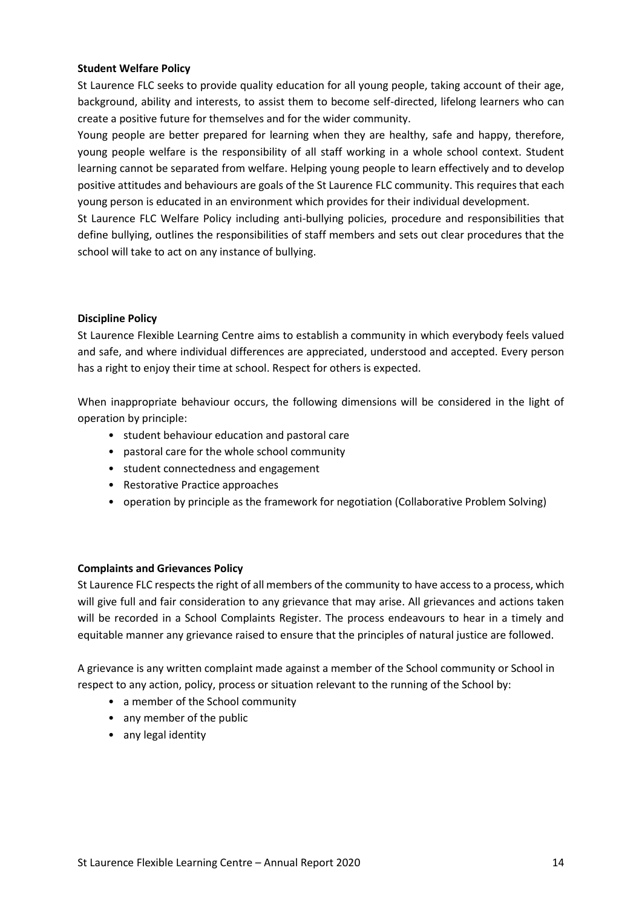**Student Welfare Policy**

St Laurence FLC seeks to provide quality education for all young people, taking account of their age, background, ability and interests, to assist them to become self-directed, lifelong learners who can create a positive future for themselves and for the wider community.

Young people are better prepared for learning when they are healthy, safe and happy, therefore, young people welfare is the responsibility of all staff working in a whole school context. Student learning cannot be separated from welfare. Helping young people to learn effectively and to develop positive attitudes and behaviours are goals of the St Laurence FLC community. This requires that each young person is educated in an environment which provides for their individual development.

St Laurence FLC Welfare Policy including anti-bullying policies, procedure and responsibilities that define bullying, outlines the responsibilities of staff members and sets out clear procedures that the school will take to act on any instance of bullying.

**Discipline Policy**

St Laurence Flexible Learning Centre aims to establish a community in which everybody feels valued and safe, and where individual differences are appreciated, understood and accepted. Every person has a right to enjoy their time at school. Respect for others is expected.

When inappropriate behaviour occurs, the following dimensions will be considered in the light of operation by principle:

- student behaviour education and pastoral care
- pastoral care for the whole school community
- student connectedness and engagement
- Restorative Practice approaches
- operation by principle as the framework for negotiation (Collaborative Problem Solving)

**Complaints and Grievances Policy**

St Laurence FLC respects the right of all members of the community to have access to a process, which will give full and fair consideration to any grievance that may arise. All grievances and actions taken will be recorded in a School Complaints Register. The process endeavours to hear in a timely and equitable manner any grievance raised to ensure that the principles of natural justice are followed.

A grievance is any written complaint made against a member of the School community or School in respect to any action, policy, process or situation relevant to the running of the School by:

- a member of the School community
- any member of the public
- any legal identity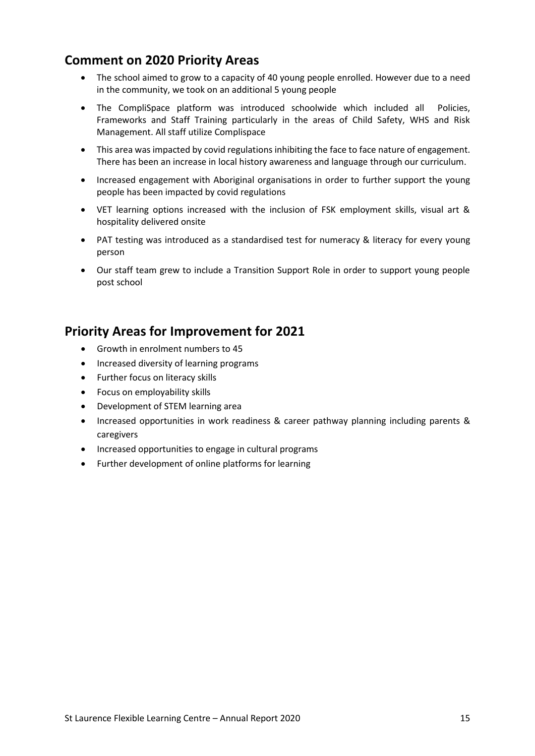## Comment on 2020 Priority Areas

- The school aimed to grow to a capacity of 40 young people enrolled. However due to a need in the community, we took on an additional 5 young people
- The CompliSpace platform was introduced schoolwide which included all Policies, Frameworks and Staff Training particularly in the areas of Child Safety, WHS and Risk Management. All staff utilize Complispace
- This area was impacted by covid regulations inhibiting the face to face nature of engagement. There has been an increase in local history awareness and language through our curriculum.
- Increased engagement with Aboriginal organisations in order to further support the young people has been impacted by covid regulations
- VET learning options increased with the inclusion of FSK employment skills, visual art & hospitality delivered onsite
- PAT testing was introduced as a standardised test for numeracy & literacy for every young person
- Our staff team grew to include a Transition Support Role in order to support young people post school

## Priority Areas for Improvement for 2021

- Growth in enrolment numbers to 45
- Increased diversity of learning programs
- Further focus on literacy skills
- Focus on employability skills
- Development of STEM learning area
- Increased opportunities in work readiness & career pathway planning including parents & caregivers
- Increased opportunities to engage in cultural programs
- Further development of online platforms for learning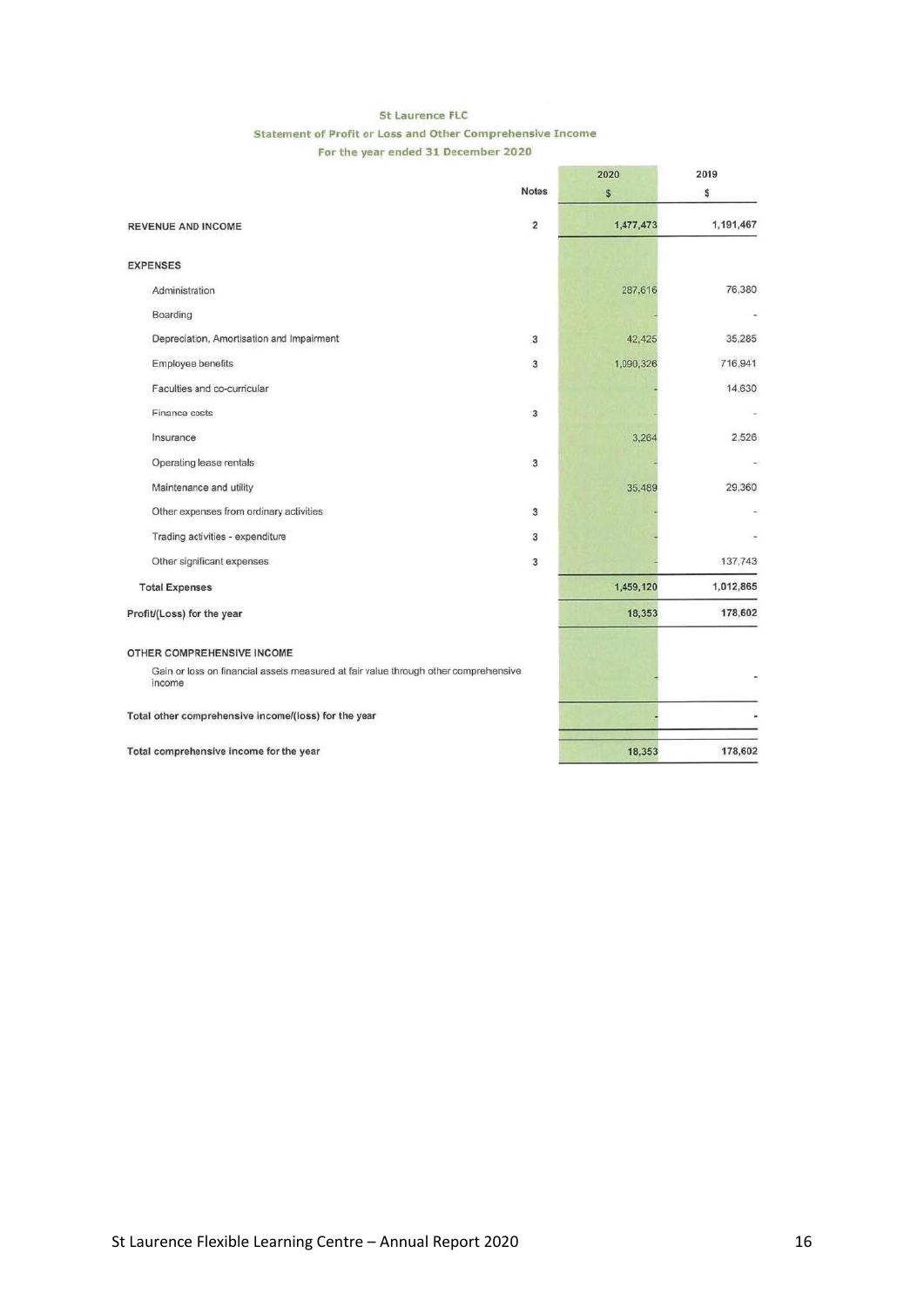**St Laurence FLC**

**Statement of Profit or Loss and Other Comprehensive Income**

**For the year ended 31 December 2020**

| | Notes | 2020 $ | 2019 $ |
|---|---|---|---|
| **REVENUE AND INCOME** | 2 | 1,477,473 | 1,191,467 |
| **EXPENSES** | | | |
| Administration | | 287,616 | 76,380 |
| Boarding | | - | - |
| Depreciation, Amortisation and Impairment | 3 | 42,425 | 35,285 |
| Employee benefits | 3 | 1,090,326 | 716,941 |
| Faculties and co-curricular | | - | 14,630 |
| Finance costs | 3 | - | - |
| Insurance | | 3,264 | 2,526 |
| Operating lease rentals | 3 | - | - |
| Maintenance and utility | | 35,489 | 29,360 |
| Other expenses from ordinary activities | 3 | - | - |
| Trading activities - expenditure | 3 | - | - |
| Other significant expenses | 3 | - | 137,743 |
| **Total Expenses** | | 1,459,120 | 1,012,865 |
| **Profit/(Loss) for the year** | | 18,353 | 178,602 |
| **OTHER COMPREHENSIVE INCOME** | | | |
| Gain or loss on financial assets measured at fair value through other comprehensive income | | - | - |
| **Total other comprehensive income/(loss) for the year** | | - | - |
| **Total comprehensive income for the year** | | 18,353 | 178,602 |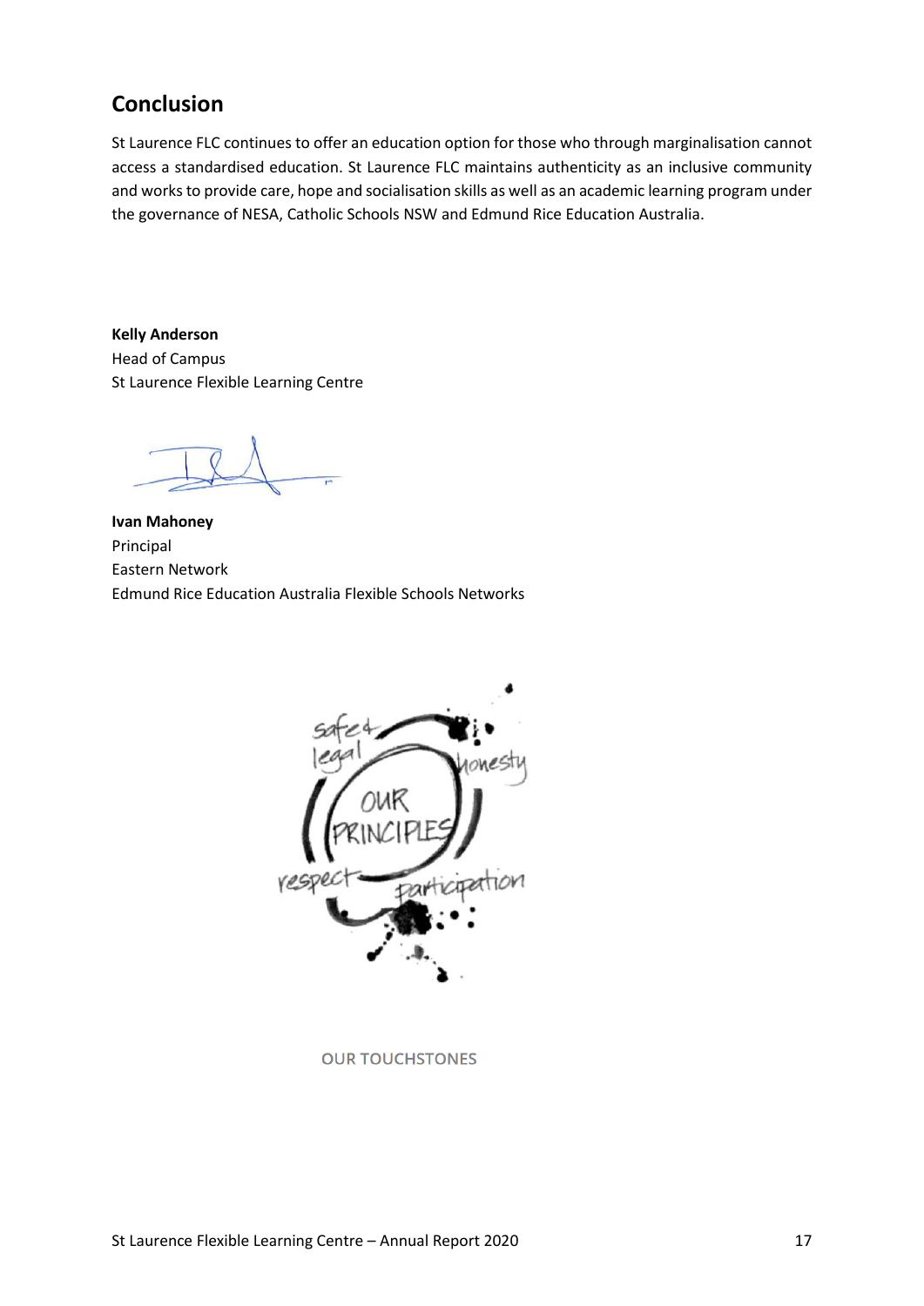## Conclusion

St Laurence FLC continues to offer an education option for those who through marginalisation cannot access a standardised education. St Laurence FLC maintains authenticity as an inclusive community and works to provide care, hope and socialisation skills as well as an academic learning program under the governance of NESA, Catholic Schools NSW and Edmund Rice Education Australia.

**Kelly Anderson**
Head of Campus
St Laurence Flexible Learning Centre

**Ivan Mahoney**
Principal
Eastern Network
Edmund Rice Education Australia Flexible Schools Networks

safe & legal
honesty
OUR PRINCIPLES
respect
participation

OUR TOUCHSTONES